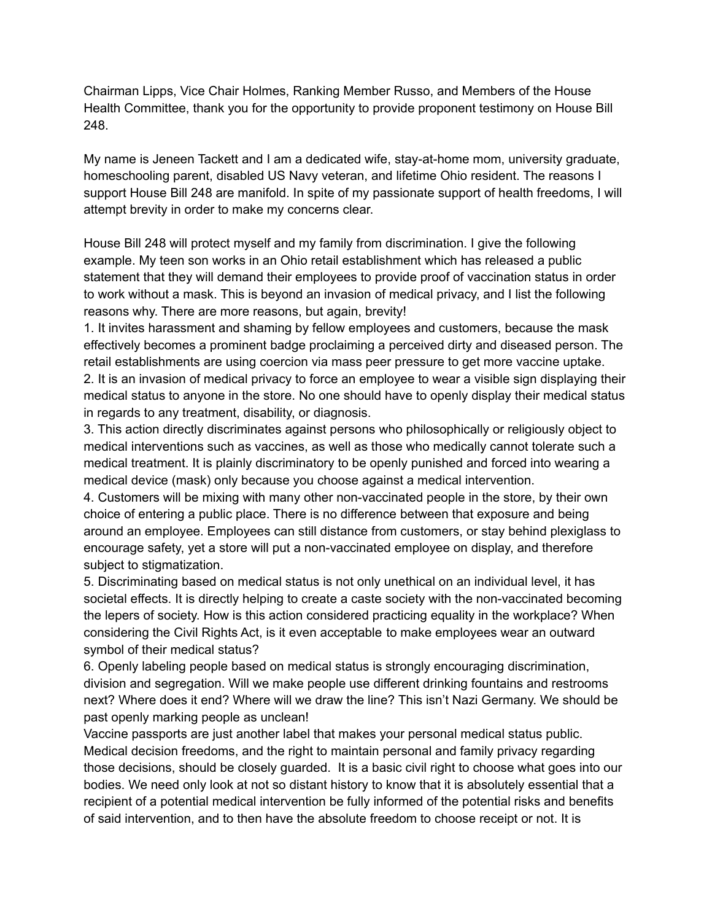Chairman Lipps, Vice Chair Holmes, Ranking Member Russo, and Members of the House Health Committee, thank you for the opportunity to provide proponent testimony on House Bill 248.

My name is Jeneen Tackett and I am a dedicated wife, stay-at-home mom, university graduate, homeschooling parent, disabled US Navy veteran, and lifetime Ohio resident. The reasons I support House Bill 248 are manifold. In spite of my passionate support of health freedoms, I will attempt brevity in order to make my concerns clear.

House Bill 248 will protect myself and my family from discrimination. I give the following example. My teen son works in an Ohio retail establishment which has released a public statement that they will demand their employees to provide proof of vaccination status in order to work without a mask. This is beyond an invasion of medical privacy, and I list the following reasons why. There are more reasons, but again, brevity!

1. It invites harassment and shaming by fellow employees and customers, because the mask effectively becomes a prominent badge proclaiming a perceived dirty and diseased person. The retail establishments are using coercion via mass peer pressure to get more vaccine uptake.
2. It is an invasion of medical privacy to force an employee to wear a visible sign displaying their medical status to anyone in the store. No one should have to openly display their medical status in regards to any treatment, disability, or diagnosis.
3. This action directly discriminates against persons who philosophically or religiously object to medical interventions such as vaccines, as well as those who medically cannot tolerate such a medical treatment. It is plainly discriminatory to be openly punished and forced into wearing a medical device (mask) only because you choose against a medical intervention.
4. Customers will be mixing with many other non-vaccinated people in the store, by their own choice of entering a public place. There is no difference between that exposure and being around an employee. Employees can still distance from customers, or stay behind plexiglass to encourage safety, yet a store will put a non-vaccinated employee on display, and therefore subject to stigmatization.
5. Discriminating based on medical status is not only unethical on an individual level, it has societal effects. It is directly helping to create a caste society with the non-vaccinated becoming the lepers of society. How is this action considered practicing equality in the workplace? When considering the Civil Rights Act, is it even acceptable to make employees wear an outward symbol of their medical status?
6. Openly labeling people based on medical status is strongly encouraging discrimination, division and segregation. Will we make people use different drinking fountains and restrooms next? Where does it end? Where will we draw the line? This isn't Nazi Germany. We should be past openly marking people as unclean!

Vaccine passports are just another label that makes your personal medical status public. Medical decision freedoms, and the right to maintain personal and family privacy regarding those decisions, should be closely guarded. It is a basic civil right to choose what goes into our bodies. We need only look at not so distant history to know that it is absolutely essential that a recipient of a potential medical intervention be fully informed of the potential risks and benefits of said intervention, and to then have the absolute freedom to choose receipt or not. It is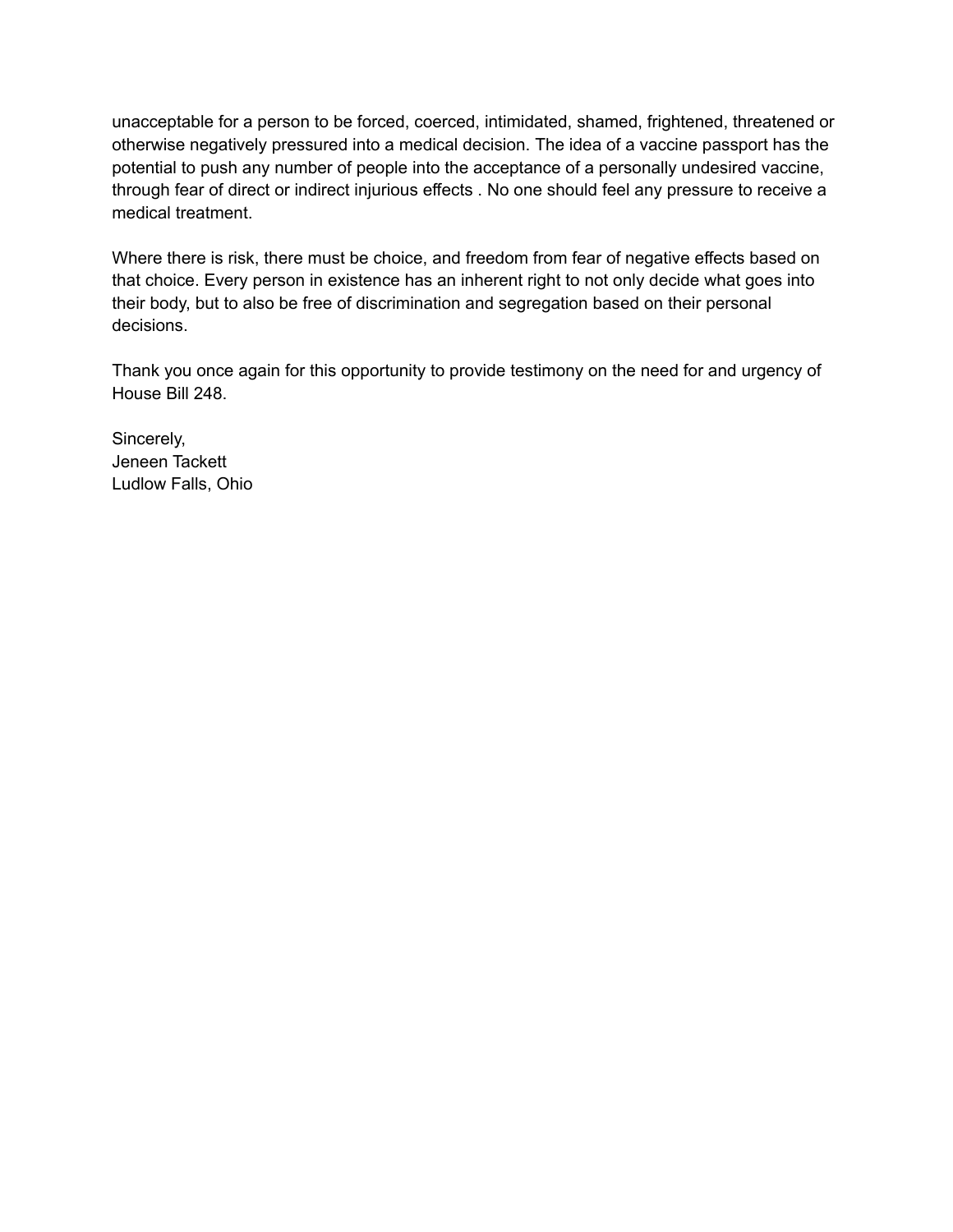unacceptable for a person to be forced, coerced, intimidated, shamed, frightened, threatened or otherwise negatively pressured into a medical decision. The idea of a vaccine passport has the potential to push any number of people into the acceptance of a personally undesired vaccine, through fear of direct or indirect injurious effects . No one should feel any pressure to receive a medical treatment.

Where there is risk, there must be choice, and freedom from fear of negative effects based on that choice. Every person in existence has an inherent right to not only decide what goes into their body, but to also be free of discrimination and segregation based on their personal decisions.

Thank you once again for this opportunity to provide testimony on the need for and urgency of House Bill 248.

Sincerely,
Jeneen Tackett
Ludlow Falls, Ohio